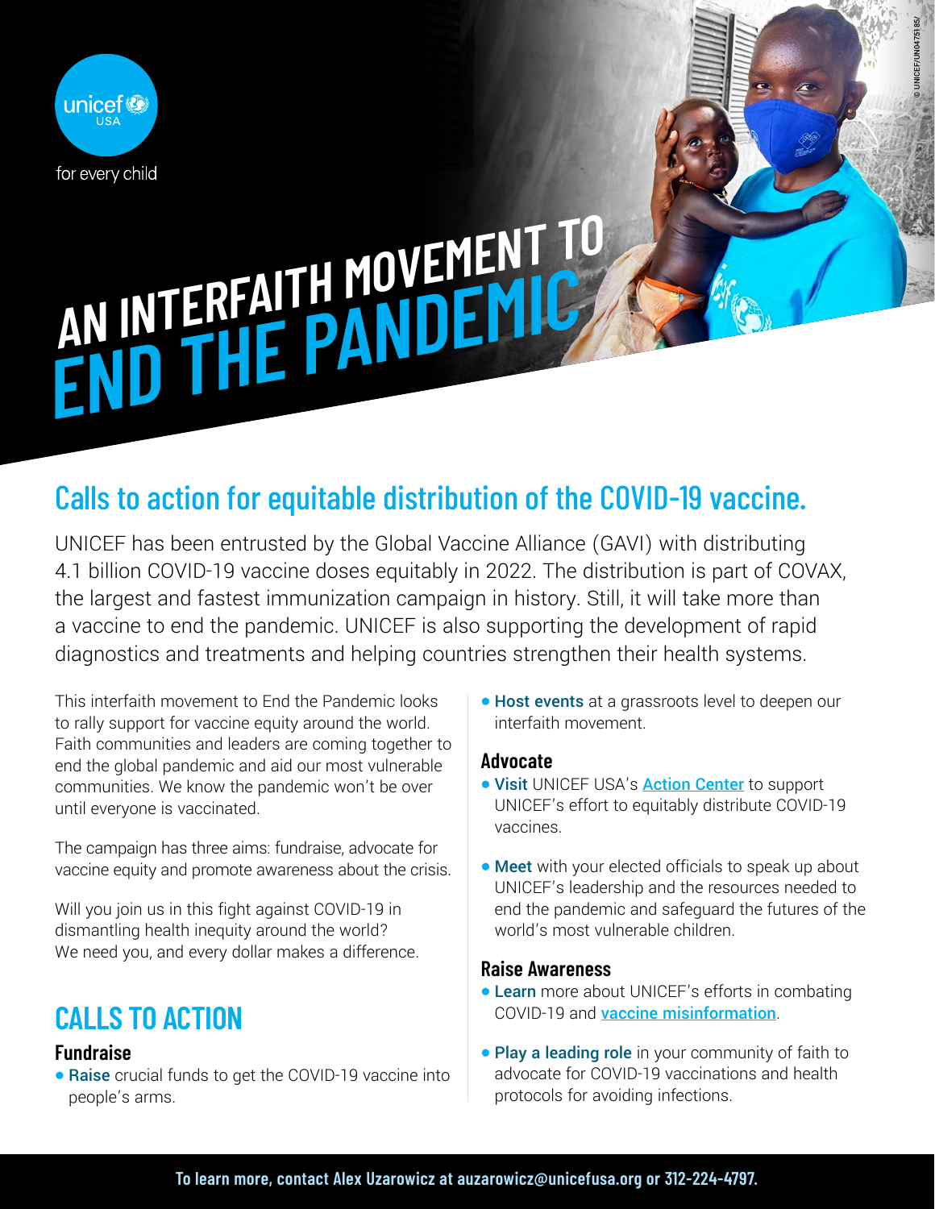unicef USA

for every child

# AN INTERFAITH MOVEMENT TO END THE PANDEMIC

© UNICEF/UN0475185/

## Calls to action for equitable distribution of the COVID-19 vaccine.

UNICEF has been entrusted by the Global Vaccine Alliance (GAVI) with distributing 4.1 billion COVID-19 vaccine doses equitably in 2022. The distribution is part of COVAX, the largest and fastest immunization campaign in history. Still, it will take more than a vaccine to end the pandemic. UNICEF is also supporting the development of rapid diagnostics and treatments and helping countries strengthen their health systems.

This interfaith movement to End the Pandemic looks to rally support for vaccine equity around the world. Faith communities and leaders are coming together to end the global pandemic and aid our most vulnerable communities. We know the pandemic won't be over until everyone is vaccinated.

The campaign has three aims: fundraise, advocate for vaccine equity and promote awareness about the crisis.

Will you join us in this fight against COVID-19 in dismantling health inequity around the world? We need you, and every dollar makes a difference.

## CALLS TO ACTION

### Fundraise

- **Raise** crucial funds to get the COVID-19 vaccine into people's arms.
- **Host events** at a grassroots level to deepen our interfaith movement.

### Advocate

- **Visit** UNICEF USA's Action Center to support UNICEF's effort to equitably distribute COVID-19 vaccines.
- **Meet** with your elected officials to speak up about UNICEF's leadership and the resources needed to end the pandemic and safeguard the futures of the world's most vulnerable children.

### Raise Awareness

- **Learn** more about UNICEF's efforts in combating COVID-19 and vaccine misinformation.
- **Play a leading role** in your community of faith to advocate for COVID-19 vaccinations and health protocols for avoiding infections.

**To learn more, contact Alex Uzarowicz at auzarowicz@unicefusa.org or 312-224-4797.**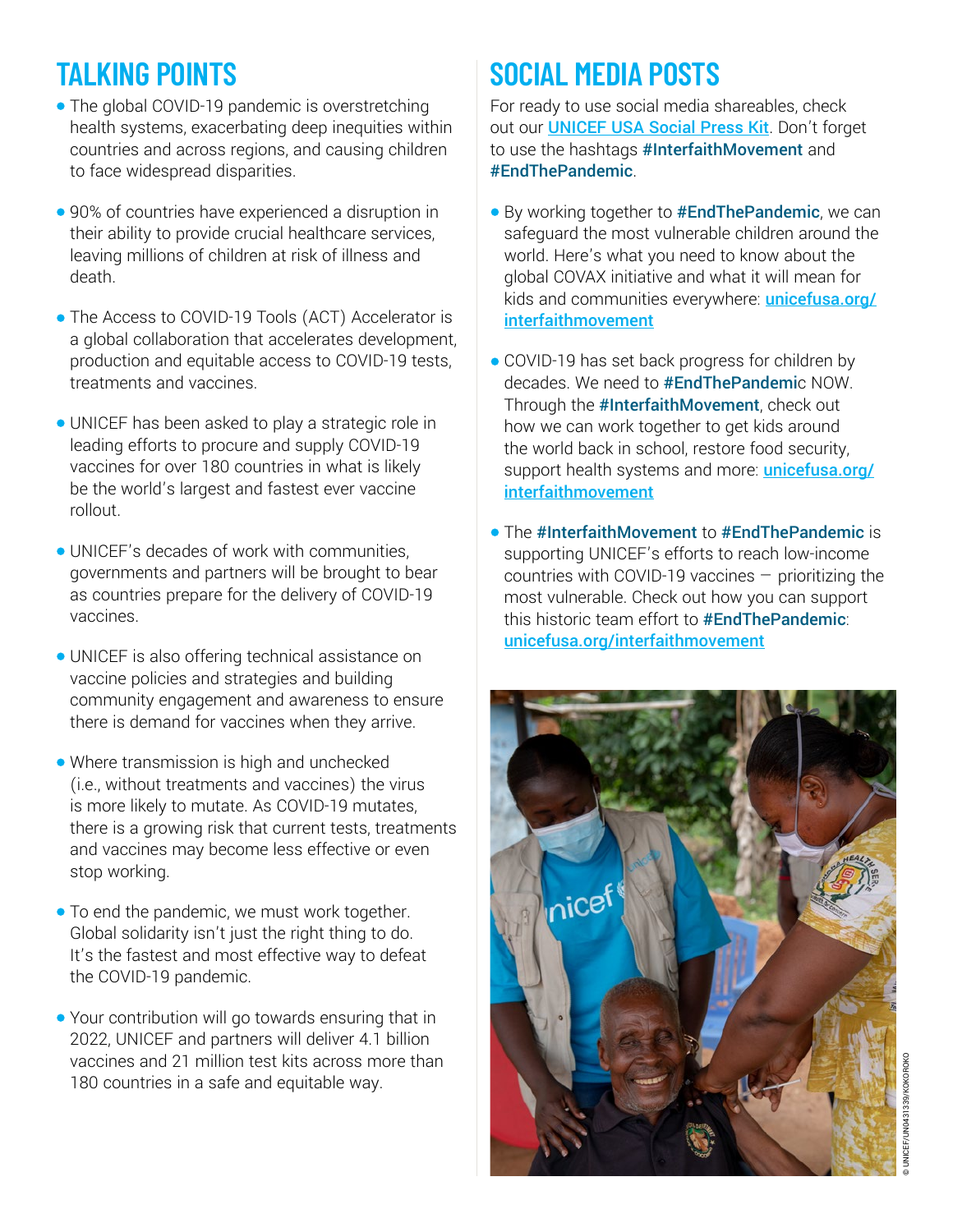## TALKING POINTS

- The global COVID-19 pandemic is overstretching health systems, exacerbating deep inequities within countries and across regions, and causing children to face widespread disparities.
- 90% of countries have experienced a disruption in their ability to provide crucial healthcare services, leaving millions of children at risk of illness and death.
- The Access to COVID-19 Tools (ACT) Accelerator is a global collaboration that accelerates development, production and equitable access to COVID-19 tests, treatments and vaccines.
- UNICEF has been asked to play a strategic role in leading efforts to procure and supply COVID-19 vaccines for over 180 countries in what is likely be the world's largest and fastest ever vaccine rollout.
- UNICEF's decades of work with communities, governments and partners will be brought to bear as countries prepare for the delivery of COVID-19 vaccines.
- UNICEF is also offering technical assistance on vaccine policies and strategies and building community engagement and awareness to ensure there is demand for vaccines when they arrive.
- Where transmission is high and unchecked (i.e., without treatments and vaccines) the virus is more likely to mutate. As COVID-19 mutates, there is a growing risk that current tests, treatments and vaccines may become less effective or even stop working.
- To end the pandemic, we must work together. Global solidarity isn't just the right thing to do. It's the fastest and most effective way to defeat the COVID-19 pandemic.
- Your contribution will go towards ensuring that in 2022, UNICEF and partners will deliver 4.1 billion vaccines and 21 million test kits across more than 180 countries in a safe and equitable way.

## SOCIAL MEDIA POSTS

For ready to use social media shareables, check out our UNICEF USA Social Press Kit. Don't forget to use the hashtags #InterfaithMovement and #EndThePandemic.

- By working together to #EndThePandemic, we can safeguard the most vulnerable children around the world. Here's what you need to know about the global COVAX initiative and what it will mean for kids and communities everywhere: unicefusa.org/interfaithmovement
- COVID-19 has set back progress for children by decades. We need to #EndThePandemic NOW. Through the #InterfaithMovement, check out how we can work together to get kids around the world back in school, restore food security, support health systems and more: unicefusa.org/interfaithmovement
- The #InterfaithMovement to #EndThePandemic is supporting UNICEF's efforts to reach low-income countries with COVID-19 vaccines – prioritizing the most vulnerable. Check out how you can support this historic team effort to #EndThePandemic: unicefusa.org/interfaithmovement

© UNICEF/UN0431339/KOKOROKO